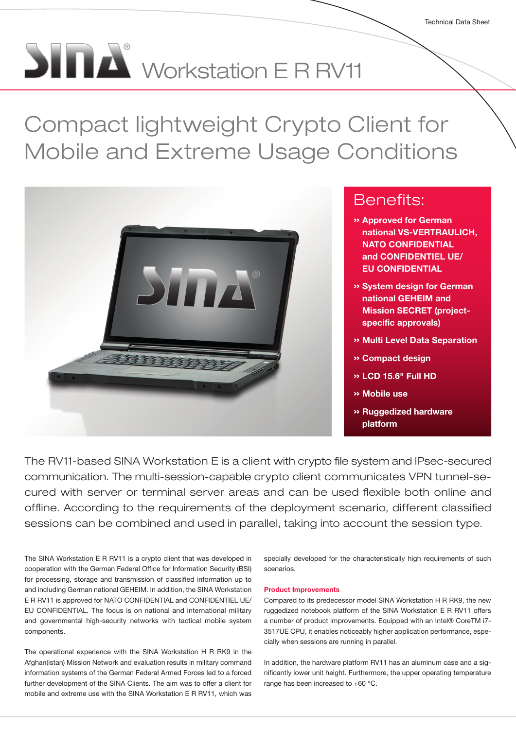Technical Data Sheet

# SINA® Workstation E R RV11

## Compact lightweight Crypto Client for Mobile and Extreme Usage Conditions

### Benefits:

- **» Approved for German national VS-VERTRAULICH, NATO CONFIDENTIAL and CONFIDENTIEL UE/ EU CONFIDENTIAL**
- **» System design for German national GEHEIM and Mission SECRET (project-specific approvals)**
- **» Multi Level Data Separation**
- **» Compact design**
- **» LCD 15.6" Full HD**
- **» Mobile use**
- **» Ruggedized hardware platform**

The RV11-based SINA Workstation E is a client with crypto file system and IPsec-secured communication. The multi-session-capable crypto client communicates VPN tunnel-secured with server or terminal server areas and can be used flexible both online and offline. According to the requirements of the deployment scenario, different classified sessions can be combined and used in parallel, taking into account the session type.

The SINA Workstation E R RV11 is a crypto client that was developed in cooperation with the German Federal Office for Information Security (BSI) for processing, storage and transmission of classified information up to and including German national GEHEIM. In addition, the SINA Workstation E R RV11 is approved for NATO CONFIDENTIAL and CONFIDENTIEL UE/ EU CONFIDENTIAL. The focus is on national and international military and governmental high-security networks with tactical mobile system components.

The operational experience with the SINA Workstation H R RK9 in the Afghan(istan) Mission Network and evaluation results in military command information systems of the German Federal Armed Forces led to a forced further development of the SINA Clients. The aim was to offer a client for mobile and extreme use with the SINA Workstation E R RV11, which was specially developed for the characteristically high requirements of such scenarios.

**Product Improvements**

Compared to its predecessor model SINA Workstation H R RK9, the new ruggedized notebook platform of the SINA Workstation E R RV11 offers a number of product improvements. Equipped with an Intel® CoreTM i7-3517UE CPU, it enables noticeably higher application performance, especially when sessions are running in parallel.

In addition, the hardware platform RV11 has an aluminum case and a significantly lower unit height. Furthermore, the upper operating temperature range has been increased to +60 °C.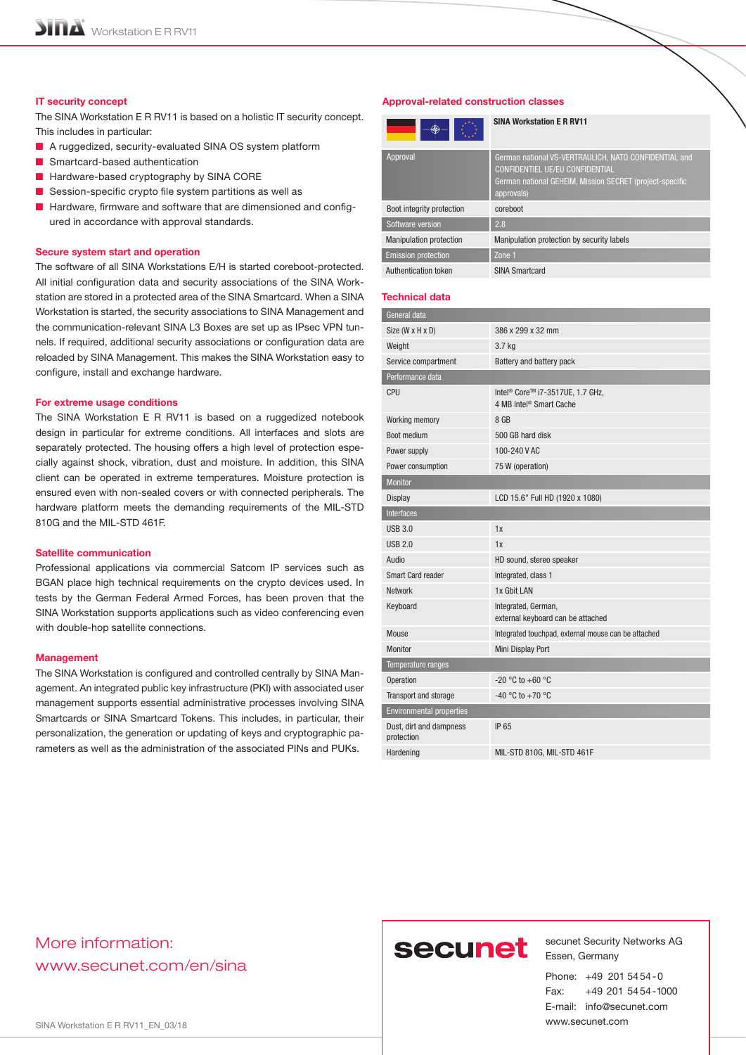## IT security concept

The SINA Workstation E R RV11 is based on a holistic IT security concept. This includes in particular:

- A ruggedized, security-evaluated SINA OS system platform
- Smartcard-based authentication
- Hardware-based cryptography by SINA CORE
- Session-specific crypto file system partitions as well as
- Hardware, firmware and software that are dimensioned and configured in accordance with approval standards.

## Secure system start and operation

The software of all SINA Workstations E/H is started coreboot-protected. All initial configuration data and security associations of the SINA Workstation are stored in a protected area of the SINA Smartcard. When a SINA Workstation is started, the security associations to SINA Management and the communication-relevant SINA L3 Boxes are set up as IPsec VPN tunnels. If required, additional security associations or configuration data are reloaded by SINA Management. This makes the SINA Workstation easy to configure, install and exchange hardware.

## For extreme usage conditions

The SINA Workstation E R RV11 is based on a ruggedized notebook design in particular for extreme conditions. All interfaces and slots are separately protected. The housing offers a high level of protection especially against shock, vibration, dust and moisture. In addition, this SINA client can be operated in extreme temperatures. Moisture protection is ensured even with non-sealed covers or with connected peripherals. The hardware platform meets the demanding requirements of the MIL-STD 810G and the MIL-STD 461F.

## Satellite communication

Professional applications via commercial Satcom IP services such as BGAN place high technical requirements on the crypto devices used. In tests by the German Federal Armed Forces, has been proven that the SINA Workstation supports applications such as video conferencing even with double-hop satellite connections.

## Management

The SINA Workstation is configured and controlled centrally by SINA Management. An integrated public key infrastructure (PKI) with associated user management supports essential administrative processes involving SINA Smartcards or SINA Smartcard Tokens. This includes, in particular, their personalization, the generation or updating of keys and cryptographic parameters as well as the administration of the associated PINs and PUKs.

## Approval-related construction classes

| | SINA Workstation E R RV11 |
|---|---|
| Approval | German national VS-VERTRAULICH, NATO CONFIDENTIAL and CONFIDENTIEL UE/EU CONFIDENTIAL<br>German national GEHEIM, Mission SECRET (project-specific approvals) |
| Boot integrity protection | coreboot |
| Software version | 2.8 |
| Manipulation protection | Manipulation protection by security labels |
| Emission protection | Zone 1 |
| Authentication token | SINA Smartcard |

## Technical data

| | |
|---|---|
| **General data** | |
| Size (W x H x D) | 386 x 299 x 32 mm |
| Weight | 3.7 kg |
| Service compartment | Battery and battery pack |
| **Performance data** | |
| CPU | Intel® Core™ i7-3517UE, 1.7 GHz, 4 MB Intel® Smart Cache |
| Working memory | 8 GB |
| Boot medium | 500 GB hard disk |
| Power supply | 100-240 V AC |
| Power consumption | 75 W (operation) |
| **Monitor** | |
| Display | LCD 15.6" Full HD (1920 x 1080) |
| **Interfaces** | |
| USB 3.0 | 1x |
| USB 2.0 | 1x |
| Audio | HD sound, stereo speaker |
| Smart Card reader | Integrated, class 1 |
| Network | 1x Gbit LAN |
| Keyboard | Integrated, German, external keyboard can be attached |
| Mouse | Integrated touchpad, external mouse can be attached |
| Monitor | Mini Display Port |
| **Temperature ranges** | |
| Operation | -20 °C to +60 °C |
| Transport and storage | -40 °C to +70 °C |
| **Environmental properties** | |
| Dust, dirt and dampness protection | IP 65 |
| Hardening | MIL-STD 810G, MIL-STD 461F |

More information:
www.secunet.com/en/sina

secunet

secunet Security Networks AG
Essen, Germany

Phone: +49 201 5454-0
Fax: +49 201 5454-1000
E-mail: info@secunet.com
www.secunet.com

SINA Workstation E R RV11_EN_03/18